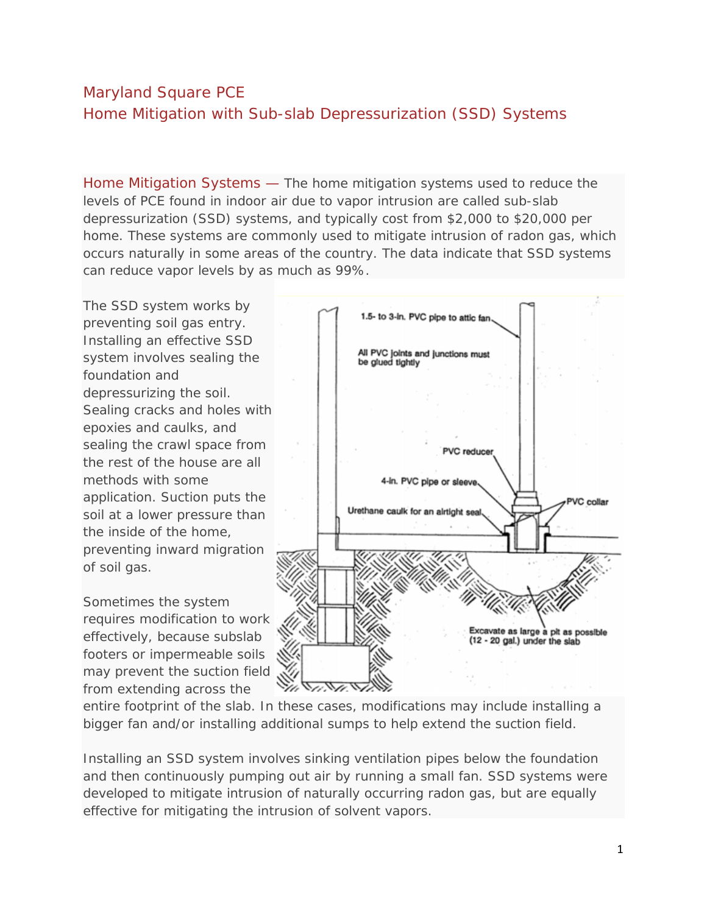# Maryland Square PCE

## Home Mitigation with Sub-slab Depressurization (SSD) Systems

Home Mitigation Systems — The home mitigation systems used to reduce the levels of PCE found in indoor air due to vapor intrusion are called sub-slab depressurization (SSD) systems, and typically cost from $2,000 to $20,000 per home. These systems are commonly used to mitigate intrusion of radon gas, which occurs naturally in some areas of the country. The data indicate that SSD systems can reduce vapor levels by as much as 99%.

The SSD system works by preventing soil gas entry. Installing an effective SSD system involves sealing the foundation and depressurizing the soil. Sealing cracks and holes with epoxies and caulks, and sealing the crawl space from the rest of the house are all methods with some application. Suction puts the soil at a lower pressure than the inside of the home, preventing inward migration of soil gas.

Sometimes the system requires modification to work effectively, because subslab footers or impermeable soils may prevent the suction field from extending across the entire footprint of the slab. In these cases, modifications may include installing a bigger fan and/or installing additional sumps to help extend the suction field.

Installing an SSD system involves sinking ventilation pipes below the foundation and then continuously pumping out air by running a small fan. SSD systems were developed to mitigate intrusion of naturally occurring radon gas, but are equally effective for mitigating the intrusion of solvent vapors.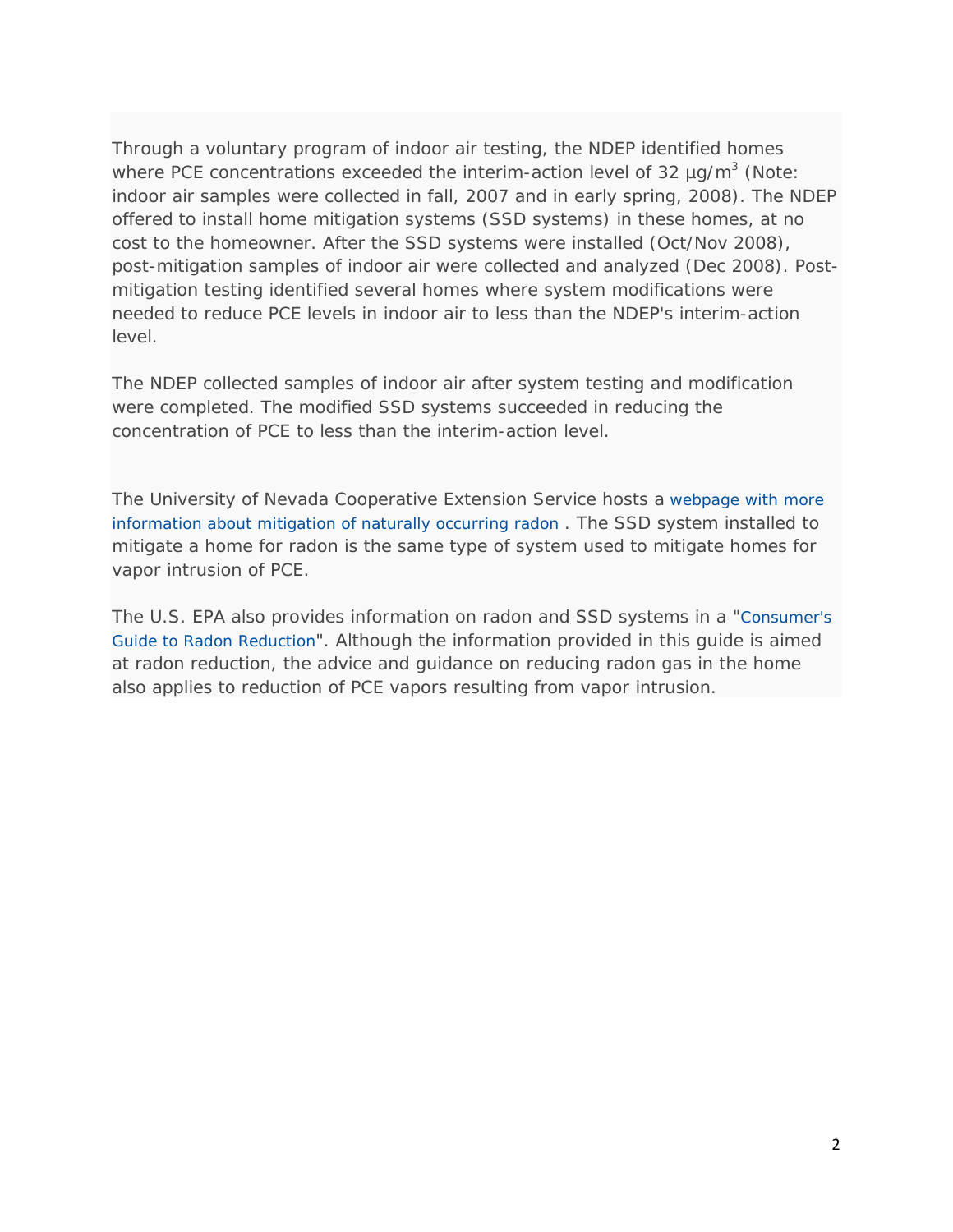Through a voluntary program of indoor air testing, the NDEP identified homes where PCE concentrations exceeded the interim-action level of 32 $\mu g/m^3$ (Note: indoor air samples were collected in fall, 2007 and in early spring, 2008). The NDEP offered to install home mitigation systems (SSD systems) in these homes, at no cost to the homeowner. After the SSD systems were installed (Oct/Nov 2008), post-mitigation samples of indoor air were collected and analyzed (Dec 2008). Post-mitigation testing identified several homes where system modifications were needed to reduce PCE levels in indoor air to less than the NDEP's interim-action level.

The NDEP collected samples of indoor air after system testing and modification were completed. The modified SSD systems succeeded in reducing the concentration of PCE to less than the interim-action level.

The University of Nevada Cooperative Extension Service hosts a webpage with more information about mitigation of naturally occurring radon . The SSD system installed to mitigate a home for radon is the same type of system used to mitigate homes for vapor intrusion of PCE.

The U.S. EPA also provides information on radon and SSD systems in a "Consumer's Guide to Radon Reduction". Although the information provided in this guide is aimed at radon reduction, the advice and guidance on reducing radon gas in the home also applies to reduction of PCE vapors resulting from vapor intrusion.